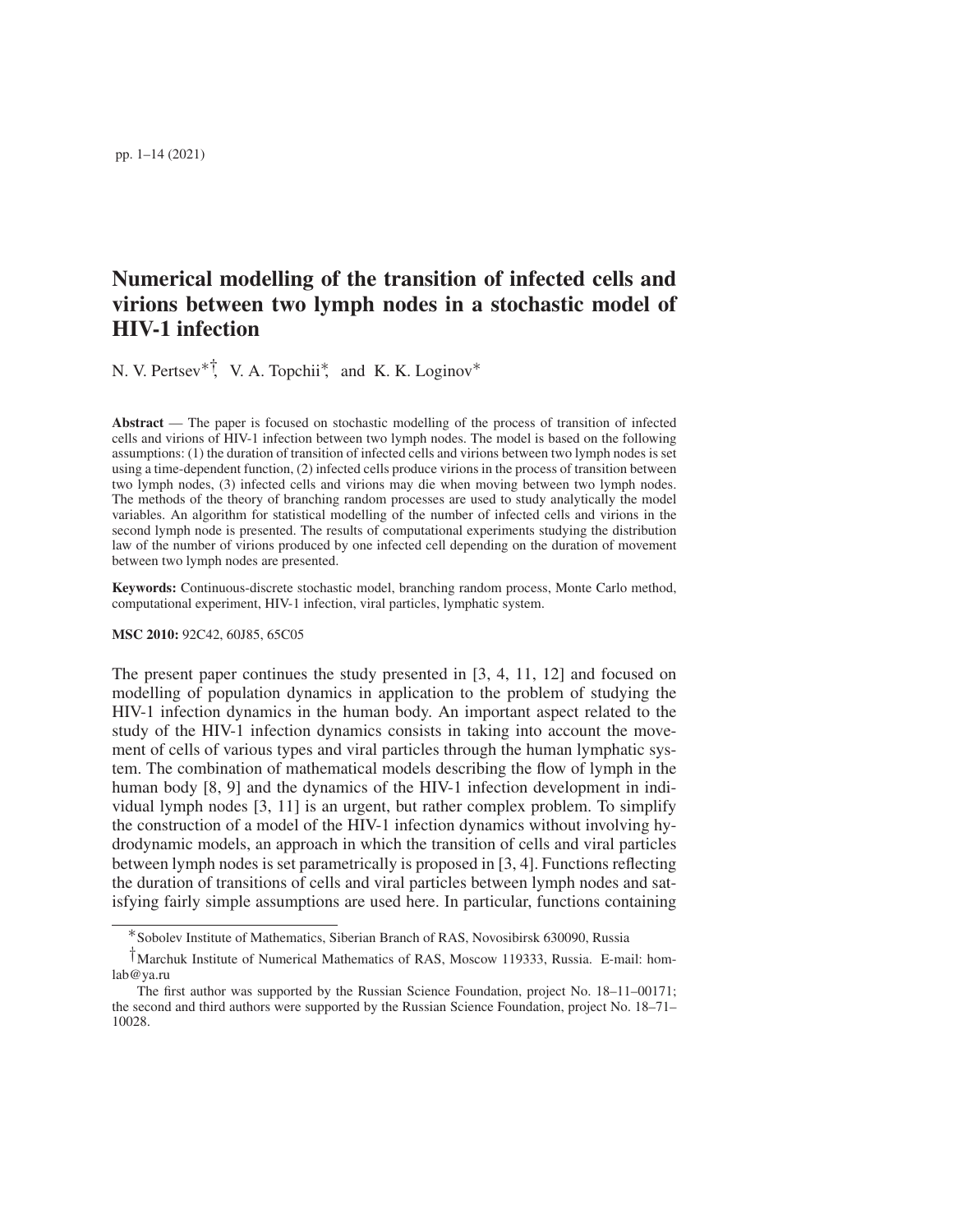# Numerical modelling of the transition of infected cells and virions between two lymph nodes in a stochastic model of HIV-1 infection

N. V. Pertsev[*†], V. A. Topchii[*], and K. K. Loginov[*]

**Abstract** — The paper is focused on stochastic modelling of the process of transition of infected cells and virions of HIV-1 infection between two lymph nodes. The model is based on the following assumptions: (1) the duration of transition of infected cells and virions between two lymph nodes is set using a time-dependent function, (2) infected cells produce virions in the process of transition between two lymph nodes, (3) infected cells and virions may die when moving between two lymph nodes. The methods of the theory of branching random processes are used to study analytically the model variables. An algorithm for statistical modelling of the number of infected cells and virions in the second lymph node is presented. The results of computational experiments studying the distribution law of the number of virions produced by one infected cell depending on the duration of movement between two lymph nodes are presented.

**Keywords:** Continuous-discrete stochastic model, branching random process, Monte Carlo method, computational experiment, HIV-1 infection, viral particles, lymphatic system.

**MSC 2010:** 92C42, 60J85, 65C05

The present paper continues the study presented in [3, 4, 11, 12] and focused on modelling of population dynamics in application to the problem of studying the HIV-1 infection dynamics in the human body. An important aspect related to the study of the HIV-1 infection dynamics consists in taking into account the movement of cells of various types and viral particles through the human lymphatic system. The combination of mathematical models describing the flow of lymph in the human body [8, 9] and the dynamics of the HIV-1 infection development in individual lymph nodes [3, 11] is an urgent, but rather complex problem. To simplify the construction of a model of the HIV-1 infection dynamics without involving hydrodynamic models, an approach in which the transition of cells and viral particles between lymph nodes is set parametrically is proposed in [3, 4]. Functions reflecting the duration of transitions of cells and viral particles between lymph nodes and satisfying fairly simple assumptions are used here. In particular, functions containing

---

[*] Sobolev Institute of Mathematics, Siberian Branch of RAS, Novosibirsk 630090, Russia

[†] Marchuk Institute of Numerical Mathematics of RAS, Moscow 119333, Russia. E-mail: homlab@ya.ru

The first author was supported by the Russian Science Foundation, project No. 18–11–00171; the second and third authors were supported by the Russian Science Foundation, project No. 18–71–10028.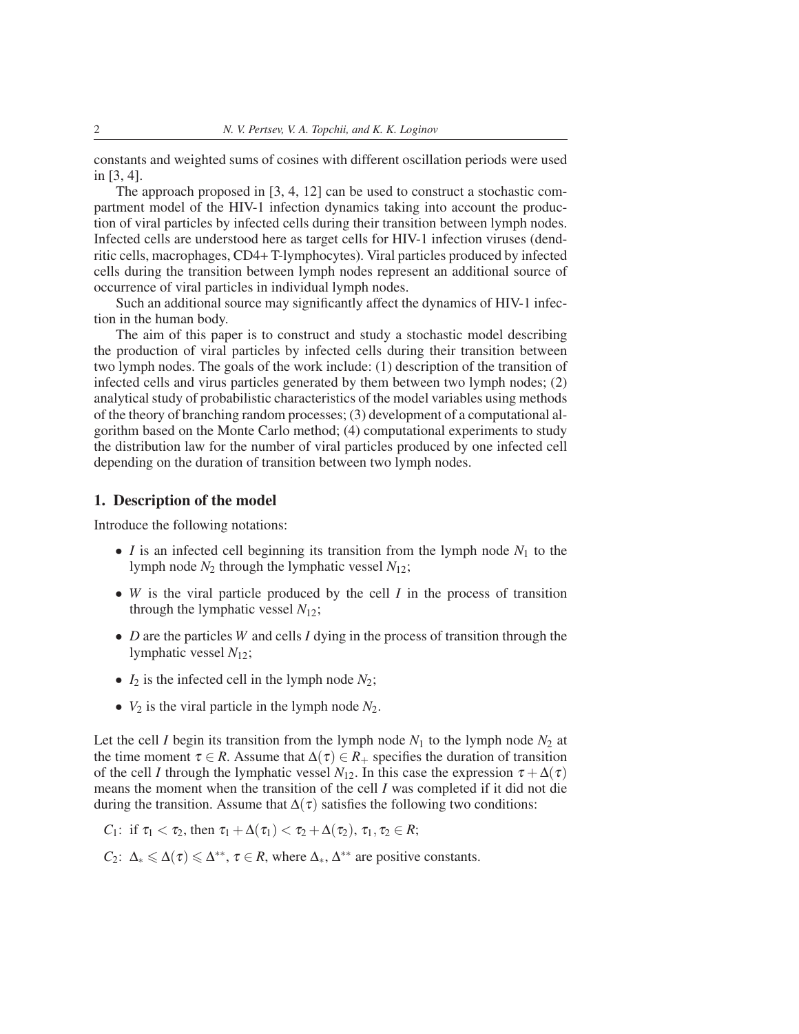constants and weighted sums of cosines with different oscillation periods were used in [3, 4].

The approach proposed in [3, 4, 12] can be used to construct a stochastic compartment model of the HIV-1 infection dynamics taking into account the production of viral particles by infected cells during their transition between lymph nodes. Infected cells are understood here as target cells for HIV-1 infection viruses (dendritic cells, macrophages, CD4+ T-lymphocytes). Viral particles produced by infected cells during the transition between lymph nodes represent an additional source of occurrence of viral particles in individual lymph nodes.

Such an additional source may significantly affect the dynamics of HIV-1 infection in the human body.

The aim of this paper is to construct and study a stochastic model describing the production of viral particles by infected cells during their transition between two lymph nodes. The goals of the work include: (1) description of the transition of infected cells and virus particles generated by them between two lymph nodes; (2) analytical study of probabilistic characteristics of the model variables using methods of the theory of branching random processes; (3) development of a computational algorithm based on the Monte Carlo method; (4) computational experiments to study the distribution law for the number of viral particles produced by one infected cell depending on the duration of transition between two lymph nodes.

## 1. Description of the model

Introduce the following notations:

- $I$ is an infected cell beginning its transition from the lymph node $N_1$ to the lymph node $N_2$ through the lymphatic vessel $N_{12}$;
- $W$ is the viral particle produced by the cell $I$ in the process of transition through the lymphatic vessel $N_{12}$;
- $D$ are the particles $W$ and cells $I$ dying in the process of transition through the lymphatic vessel $N_{12}$;
- $I_2$ is the infected cell in the lymph node $N_2$;
- $V_2$ is the viral particle in the lymph node $N_2$.

Let the cell $I$ begin its transition from the lymph node $N_1$ to the lymph node $N_2$ at the time moment $\tau \in R$. Assume that $\Delta(\tau) \in R_+$ specifies the duration of transition of the cell $I$ through the lymphatic vessel $N_{12}$. In this case the expression $\tau + \Delta(\tau)$ means the moment when the transition of the cell $I$ was completed if it did not die during the transition. Assume that $\Delta(\tau)$ satisfies the following two conditions:

$C_1$: if $\tau_1 < \tau_2$, then $\tau_1 + \Delta(\tau_1) < \tau_2 + \Delta(\tau_2)$, $\tau_1, \tau_2 \in R$;

$C_2$: $\Delta_* \leqslant \Delta(\tau) \leqslant \Delta^{**}$, $\tau \in R$, where $\Delta_*, \Delta^{**}$ are positive constants.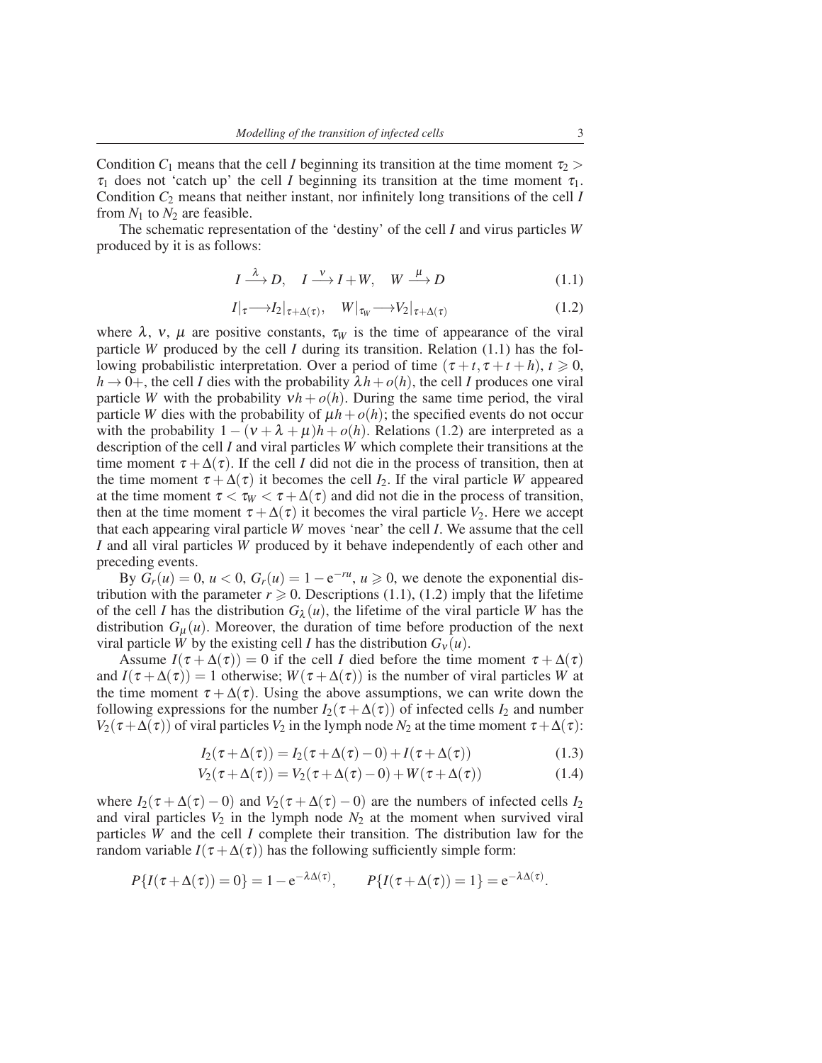Condition $C_1$ means that the cell $I$ beginning its transition at the time moment $\tau_2 > \tau_1$ does not 'catch up' the cell $I$ beginning its transition at the time moment $\tau_1$. Condition $C_2$ means that neither instant, nor infinitely long transitions of the cell $I$ from $N_1$ to $N_2$ are feasible.

The schematic representation of the 'destiny' of the cell $I$ and virus particles $W$ produced by it is as follows:

$$I \xrightarrow{\lambda} D, \quad I \xrightarrow{\nu} I + W, \quad W \xrightarrow{\mu} D \tag{1.1}$$

$$I|_{\tau} \longrightarrow I_2|_{\tau+\Delta(\tau)}, \quad W|_{\tau_W} \longrightarrow V_2|_{\tau+\Delta(\tau)} \tag{1.2}$$

where $\lambda$, $\nu$, $\mu$ are positive constants, $\tau_W$ is the time of appearance of the viral particle $W$ produced by the cell $I$ during its transition. Relation (1.1) has the following probabilistic interpretation. Over a period of time $(\tau+t, \tau+t+h)$, $t \geqslant 0$, $h \to 0+$, the cell $I$ dies with the probability $\lambda h + o(h)$, the cell $I$ produces one viral particle $W$ with the probability $\nu h + o(h)$. During the same time period, the viral particle $W$ dies with the probability of $\mu h + o(h)$; the specified events do not occur with the probability $1 - (\nu + \lambda + \mu)h + o(h)$. Relations (1.2) are interpreted as a description of the cell $I$ and viral particles $W$ which complete their transitions at the time moment $\tau + \Delta(\tau)$. If the cell $I$ did not die in the process of transition, then at the time moment $\tau + \Delta(\tau)$ it becomes the cell $I_2$. If the viral particle $W$ appeared at the time moment $\tau < \tau_W < \tau + \Delta(\tau)$ and did not die in the process of transition, then at the time moment $\tau + \Delta(\tau)$ it becomes the viral particle $V_2$. Here we accept that each appearing viral particle $W$ moves 'near' the cell $I$. We assume that the cell $I$ and all viral particles $W$ produced by it behave independently of each other and preceding events.

By $G_r(u) = 0$, $u < 0$, $G_r(u) = 1 - \mathrm{e}^{-ru}$, $u \geqslant 0$, we denote the exponential distribution with the parameter $r \geqslant 0$. Descriptions (1.1), (1.2) imply that the lifetime of the cell $I$ has the distribution $G_\lambda(u)$, the lifetime of the viral particle $W$ has the distribution $G_\mu(u)$. Moreover, the duration of time before production of the next viral particle $W$ by the existing cell $I$ has the distribution $G_\nu(u)$.

Assume $I(\tau+\Delta(\tau)) = 0$ if the cell $I$ died before the time moment $\tau+\Delta(\tau)$ and $I(\tau+\Delta(\tau)) = 1$ otherwise; $W(\tau+\Delta(\tau))$ is the number of viral particles $W$ at the time moment $\tau+\Delta(\tau)$. Using the above assumptions, we can write down the following expressions for the number $I_2(\tau+\Delta(\tau))$ of infected cells $I_2$ and number $V_2(\tau+\Delta(\tau))$ of viral particles $V_2$ in the lymph node $N_2$ at the time moment $\tau+\Delta(\tau)$:

$$I_2(\tau+\Delta(\tau)) = I_2(\tau+\Delta(\tau)-0) + I(\tau+\Delta(\tau)) \tag{1.3}$$

$$V_2(\tau+\Delta(\tau)) = V_2(\tau+\Delta(\tau)-0) + W(\tau+\Delta(\tau)) \tag{1.4}$$

where $I_2(\tau+\Delta(\tau)-0)$ and $V_2(\tau+\Delta(\tau)-0)$ are the numbers of infected cells $I_2$ and viral particles $V_2$ in the lymph node $N_2$ at the moment when survived viral particles $W$ and the cell $I$ complete their transition. The distribution law for the random variable $I(\tau+\Delta(\tau))$ has the following sufficiently simple form:

$$P\{I(\tau+\Delta(\tau)) = 0\} = 1 - \mathrm{e}^{-\lambda\Delta(\tau)}, \qquad P\{I(\tau+\Delta(\tau)) = 1\} = \mathrm{e}^{-\lambda\Delta(\tau)}.$$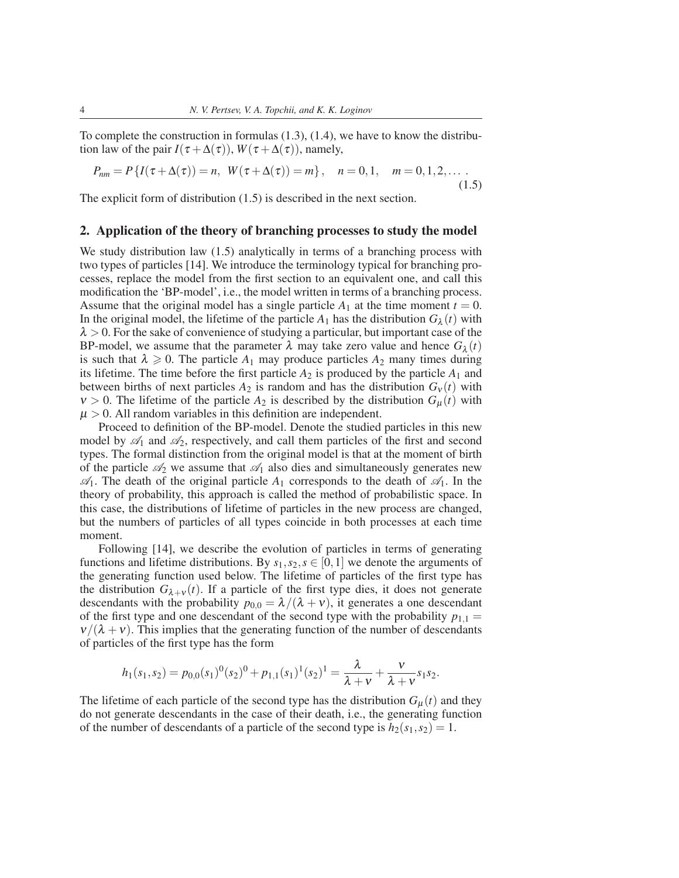To complete the construction in formulas (1.3), (1.4), we have to know the distribution law of the pair $I(\tau+\Delta(\tau))$, $W(\tau+\Delta(\tau))$, namely,

$$P_{nm} = P\{I(\tau+\Delta(\tau)) = n,\ W(\tau+\Delta(\tau)) = m\}, \quad n = 0,1, \quad m = 0,1,2,\dots . \tag{1.5}$$

The explicit form of distribution (1.5) is described in the next section.

## 2. Application of the theory of branching processes to study the model

We study distribution law (1.5) analytically in terms of a branching process with two types of particles [14]. We introduce the terminology typical for branching processes, replace the model from the first section to an equivalent one, and call this modification the 'BP-model', i.e., the model written in terms of a branching process. Assume that the original model has a single particle $A_1$ at the time moment $t = 0$. In the original model, the lifetime of the particle $A_1$ has the distribution $G_\lambda(t)$ with $\lambda > 0$. For the sake of convenience of studying a particular, but important case of the BP-model, we assume that the parameter $\lambda$ may take zero value and hence $G_\lambda(t)$ is such that $\lambda \geqslant 0$. The particle $A_1$ may produce particles $A_2$ many times during its lifetime. The time before the first particle $A_2$ is produced by the particle $A_1$ and between births of next particles $A_2$ is random and has the distribution $G_\nu(t)$ with $\nu > 0$. The lifetime of the particle $A_2$ is described by the distribution $G_\mu(t)$ with $\mu > 0$. All random variables in this definition are independent.

Proceed to definition of the BP-model. Denote the studied particles in this new model by $\mathscr{A}_1$ and $\mathscr{A}_2$, respectively, and call them particles of the first and second types. The formal distinction from the original model is that at the moment of birth of the particle $\mathscr{A}_2$ we assume that $\mathscr{A}_1$ also dies and simultaneously generates new $\mathscr{A}_1$. The death of the original particle $A_1$ corresponds to the death of $\mathscr{A}_1$. In the theory of probability, this approach is called the method of probabilistic space. In this case, the distributions of lifetime of particles in the new process are changed, but the numbers of particles of all types coincide in both processes at each time moment.

Following [14], we describe the evolution of particles in terms of generating functions and lifetime distributions. By $s_1, s_2, s \in [0,1]$ we denote the arguments of the generating function used below. The lifetime of particles of the first type has the distribution $G_{\lambda+\nu}(t)$. If a particle of the first type dies, it does not generate descendants with the probability $p_{0,0} = \lambda/(\lambda+\nu)$, it generates a one descendant of the first type and one descendant of the second type with the probability $p_{1,1} = \nu/(\lambda+\nu)$. This implies that the generating function of the number of descendants of particles of the first type has the form

$$h_1(s_1,s_2) = p_{0,0}(s_1)^0(s_2)^0 + p_{1,1}(s_1)^1(s_2)^1 = \frac{\lambda}{\lambda+\nu} + \frac{\nu}{\lambda+\nu}s_1 s_2.$$

The lifetime of each particle of the second type has the distribution $G_\mu(t)$ and they do not generate descendants in the case of their death, i.e., the generating function of the number of descendants of a particle of the second type is $h_2(s_1,s_2) = 1$.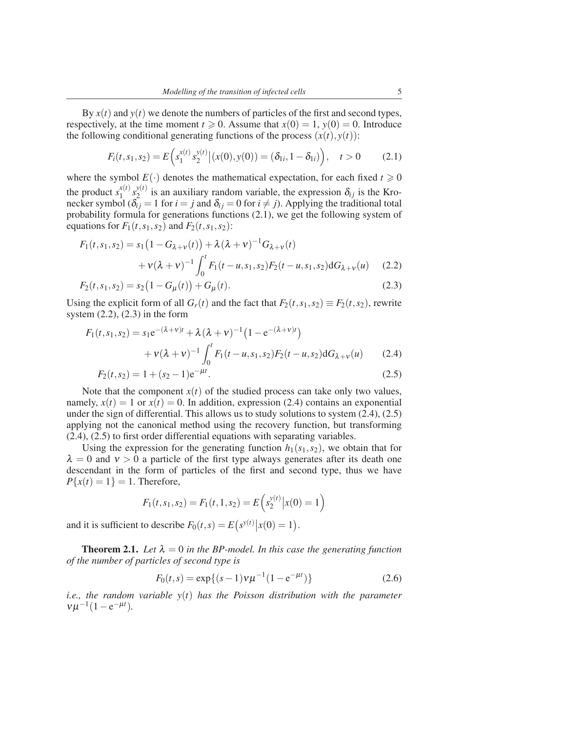By $x(t)$ and $y(t)$ we denote the numbers of particles of the first and second types, respectively, at the time moment $t \geqslant 0$. Assume that $x(0) = 1$, $y(0) = 0$. Introduce the following conditional generating functions of the process $(x(t), y(t))$:

$$F_i(t, s_1, s_2) = E\left(s_1^{x(t)} s_2^{y(t)} \big| (x(0), y(0)) = (\delta_{1i}, 1 - \delta_{1i})\right), \quad t > 0 \tag{2.1}$$

where the symbol $E(\cdot)$ denotes the mathematical expectation, for each fixed $t \geqslant 0$ the product $s_1^{x(t)} s_2^{y(t)}$ is an auxiliary random variable, the expression $\delta_{ij}$ is the Kronecker symbol ($\delta_{ij} = 1$ for $i = j$ and $\delta_{ij} = 0$ for $i \neq j$). Applying the traditional total probability formula for generations functions (2.1), we get the following system of equations for $F_1(t, s_1, s_2)$ and $F_2(t, s_1, s_2)$:

$$\begin{aligned} F_1(t, s_1, s_2) &= s_1\big(1 - G_{\lambda+\nu}(t)\big) + \lambda(\lambda+\nu)^{-1} G_{\lambda+\nu}(t) \\ &\quad + \nu(\lambda+\nu)^{-1} \int_0^t F_1(t-u, s_1, s_2) F_2(t-u, s_1, s_2) \mathrm{d}G_{\lambda+\nu}(u) \end{aligned} \tag{2.2}$$

$$F_2(t, s_1, s_2) = s_2\big(1 - G_\mu(t)\big) + G_\mu(t). \tag{2.3}$$

Using the explicit form of all $G_r(t)$ and the fact that $F_2(t, s_1, s_2) \equiv F_2(t, s_2)$, rewrite system (2.2), (2.3) in the form

$$\begin{aligned} F_1(t, s_1, s_2) &= s_1 \mathrm{e}^{-(\lambda+\nu)t} + \lambda(\lambda+\nu)^{-1}\big(1 - \mathrm{e}^{-(\lambda+\nu)t}\big) \\ &\quad + \nu(\lambda+\nu)^{-1} \int_0^t F_1(t-u, s_1, s_2) F_2(t-u, s_2) \mathrm{d}G_{\lambda+\nu}(u) \end{aligned} \tag{2.4}$$

$$F_2(t, s_2) = 1 + (s_2 - 1)\mathrm{e}^{-\mu t}. \tag{2.5}$$

Note that the component $x(t)$ of the studied process can take only two values, namely, $x(t) = 1$ or $x(t) = 0$. In addition, expression (2.4) contains an exponential under the sign of differential. This allows us to study solutions to system (2.4), (2.5) applying not the canonical method using the recovery function, but transforming (2.4), (2.5) to first order differential equations with separating variables.

Using the expression for the generating function $h_1(s_1, s_2)$, we obtain that for $\lambda = 0$ and $\nu > 0$ a particle of the first type always generates after its death one descendant in the form of particles of the first and second type, thus we have $P\{x(t) = 1\} = 1$. Therefore,

$$F_1(t, s_1, s_2) = F_1(t, 1, s_2) = E\left(s_2^{y(t)} \big| x(0) = 1\right)$$

and it is sufficient to describe $F_0(t, s) = E\big(s^{y(t)} \big| x(0) = 1\big)$.

**Theorem 2.1.** *Let $\lambda = 0$ in the BP-model. In this case the generating function of the number of particles of second type is*

$$F_0(t, s) = \exp\{(s-1)\nu\mu^{-1}(1 - \mathrm{e}^{-\mu t})\} \tag{2.6}$$

*i.e., the random variable $y(t)$ has the Poisson distribution with the parameter $\nu\mu^{-1}(1 - \mathrm{e}^{-\mu t})$.*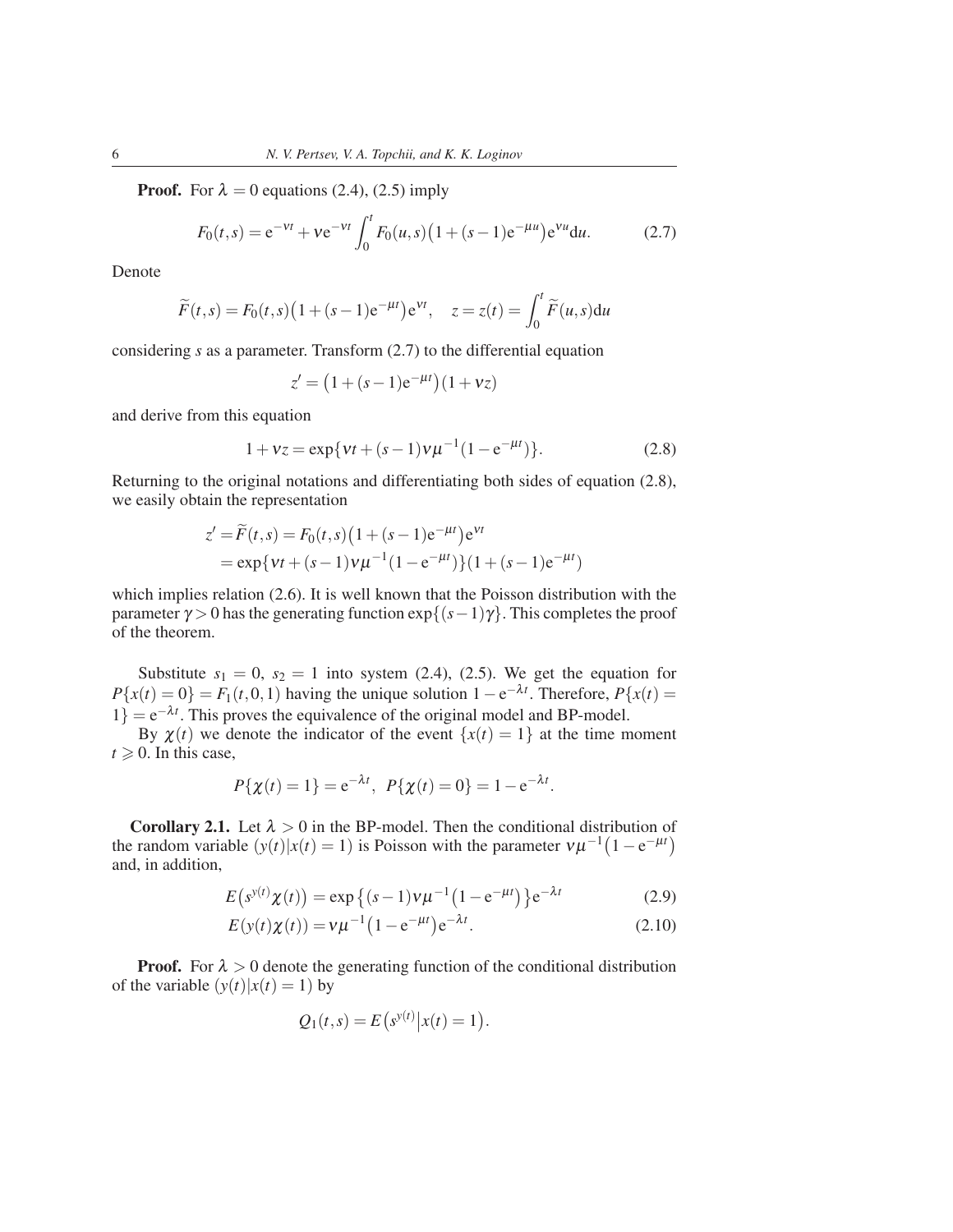**Proof.** For $\lambda = 0$ equations (2.4), (2.5) imply

$$F_0(t,s) = \mathrm{e}^{-\nu t} + \nu \mathrm{e}^{-\nu t} \int_0^t F_0(u,s)\big(1 + (s-1)\mathrm{e}^{-\mu u}\big)\mathrm{e}^{\nu u}\mathrm{d}u. \tag{2.7}$$

Denote

$$\widetilde{F}(t,s) = F_0(t,s)\big(1 + (s-1)\mathrm{e}^{-\mu t}\big)\mathrm{e}^{\nu t}, \quad z = z(t) = \int_0^t \widetilde{F}(u,s)\mathrm{d}u$$

considering $s$ as a parameter. Transform (2.7) to the differential equation

$$z' = \big(1 + (s-1)\mathrm{e}^{-\mu t}\big)(1 + \nu z)$$

and derive from this equation

$$1 + \nu z = \exp\{\nu t + (s-1)\nu\mu^{-1}(1 - \mathrm{e}^{-\mu t})\}. \tag{2.8}$$

Returning to the original notations and differentiating both sides of equation (2.8), we easily obtain the representation

$$\begin{aligned} z' &= \widetilde{F}(t,s) = F_0(t,s)\big(1 + (s-1)\mathrm{e}^{-\mu t}\big)\mathrm{e}^{\nu t} \\ &= \exp\{\nu t + (s-1)\nu\mu^{-1}(1 - \mathrm{e}^{-\mu t})\}(1 + (s-1)\mathrm{e}^{-\mu t}) \end{aligned}$$

which implies relation (2.6). It is well known that the Poisson distribution with the parameter $\gamma > 0$ has the generating function $\exp\{(s-1)\gamma\}$. This completes the proof of the theorem.

Substitute $s_1 = 0$, $s_2 = 1$ into system (2.4), (2.5). We get the equation for $P\{x(t) = 0\} = F_1(t,0,1)$ having the unique solution $1 - \mathrm{e}^{-\lambda t}$. Therefore, $P\{x(t) = 1\} = \mathrm{e}^{-\lambda t}$. This proves the equivalence of the original model and BP-model.

By $\chi(t)$ we denote the indicator of the event $\{x(t) = 1\}$ at the time moment $t \geqslant 0$. In this case,

$$P\{\chi(t) = 1\} = \mathrm{e}^{-\lambda t}, \;\; P\{\chi(t) = 0\} = 1 - \mathrm{e}^{-\lambda t}.$$

**Corollary 2.1.** Let $\lambda > 0$ in the BP-model. Then the conditional distribution of the random variable $(y(t)|x(t) = 1)$ is Poisson with the parameter $\nu\mu^{-1}\big(1 - \mathrm{e}^{-\mu t}\big)$ and, in addition,

$$E\big(s^{y(t)}\chi(t)\big) = \exp\big\{(s-1)\nu\mu^{-1}\big(1 - \mathrm{e}^{-\mu t}\big)\big\}\mathrm{e}^{-\lambda t} \tag{2.9}$$

$$E(y(t)\chi(t)) = \nu\mu^{-1}\big(1 - \mathrm{e}^{-\mu t}\big)\mathrm{e}^{-\lambda t}. \tag{2.10}$$

**Proof.** For $\lambda > 0$ denote the generating function of the conditional distribution of the variable $(y(t)|x(t) = 1)$ by

$$Q_1(t,s) = E\big(s^{y(t)}\big|x(t) = 1\big).$$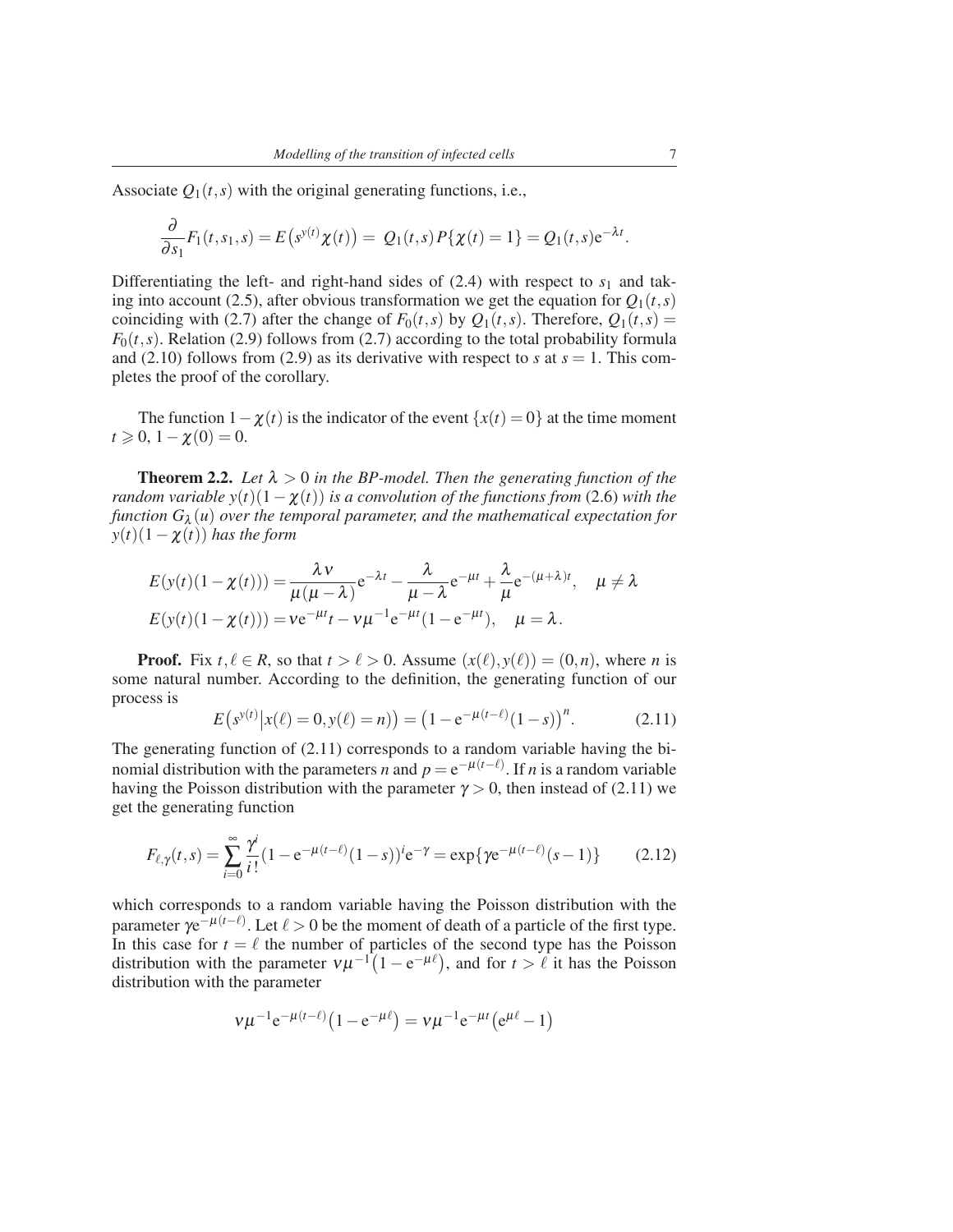Associate $Q_1(t,s)$ with the original generating functions, i.e.,

$$\frac{\partial}{\partial s_1}F_1(t,s_1,s) = E\big(s^{y(t)}\chi(t)\big) = Q_1(t,s)P\{\chi(t)=1\} = Q_1(t,s)\mathrm{e}^{-\lambda t}.$$

Differentiating the left- and right-hand sides of (2.4) with respect to $s_1$ and taking into account (2.5), after obvious transformation we get the equation for $Q_1(t,s)$ coinciding with (2.7) after the change of $F_0(t,s)$ by $Q_1(t,s)$. Therefore, $Q_1(t,s) = F_0(t,s)$. Relation (2.9) follows from (2.7) according to the total probability formula and (2.10) follows from (2.9) as its derivative with respect to $s$ at $s=1$. This completes the proof of the corollary.

The function $1-\chi(t)$ is the indicator of the event $\{x(t)=0\}$ at the time moment $t \geqslant 0$, $1-\chi(0)=0$.

**Theorem 2.2.** *Let $\lambda > 0$ in the BP-model. Then the generating function of the random variable $y(t)(1-\chi(t))$ is a convolution of the functions from* (2.6) *with the function $G_\lambda(u)$ over the temporal parameter, and the mathematical expectation for $y(t)(1-\chi(t))$ has the form*

$$E(y(t)(1-\chi(t))) = \frac{\lambda\nu}{\mu(\mu-\lambda)}\mathrm{e}^{-\lambda t} - \frac{\lambda}{\mu-\lambda}\mathrm{e}^{-\mu t} + \frac{\lambda}{\mu}\mathrm{e}^{-(\mu+\lambda)t}, \quad \mu \neq \lambda$$

$$E(y(t)(1-\chi(t))) = \nu\mathrm{e}^{-\mu t}t - \nu\mu^{-1}\mathrm{e}^{-\mu t}(1-\mathrm{e}^{-\mu t}), \quad \mu = \lambda.$$

**Proof.** Fix $t,\ell \in R$, so that $t > \ell > 0$. Assume $(x(\ell),y(\ell)) = (0,n)$, where $n$ is some natural number. According to the definition, the generating function of our process is

$$E\big(s^{y(t)}\big|x(\ell)=0, y(\ell)=n\big) = \big(1-\mathrm{e}^{-\mu(t-\ell)}(1-s)\big)^n. \tag{2.11}$$

The generating function of (2.11) corresponds to a random variable having the binomial distribution with the parameters $n$ and $p=\mathrm{e}^{-\mu(t-\ell)}$. If $n$ is a random variable having the Poisson distribution with the parameter $\gamma > 0$, then instead of (2.11) we get the generating function

$$F_{\ell,\gamma}(t,s) = \sum_{i=0}^{\infty}\frac{\gamma^i}{i!}(1-\mathrm{e}^{-\mu(t-\ell)}(1-s))^i\mathrm{e}^{-\gamma} = \exp\{\gamma\mathrm{e}^{-\mu(t-\ell)}(s-1)\} \tag{2.12}$$

which corresponds to a random variable having the Poisson distribution with the parameter $\gamma\mathrm{e}^{-\mu(t-\ell)}$. Let $\ell > 0$ be the moment of death of a particle of the first type. In this case for $t=\ell$ the number of particles of the second type has the Poisson distribution with the parameter $\nu\mu^{-1}\big(1-\mathrm{e}^{-\mu\ell}\big)$, and for $t > \ell$ it has the Poisson distribution with the parameter

$$\nu\mu^{-1}\mathrm{e}^{-\mu(t-\ell)}\big(1-\mathrm{e}^{-\mu\ell}\big) = \nu\mu^{-1}\mathrm{e}^{-\mu t}\big(\mathrm{e}^{\mu\ell}-1\big)$$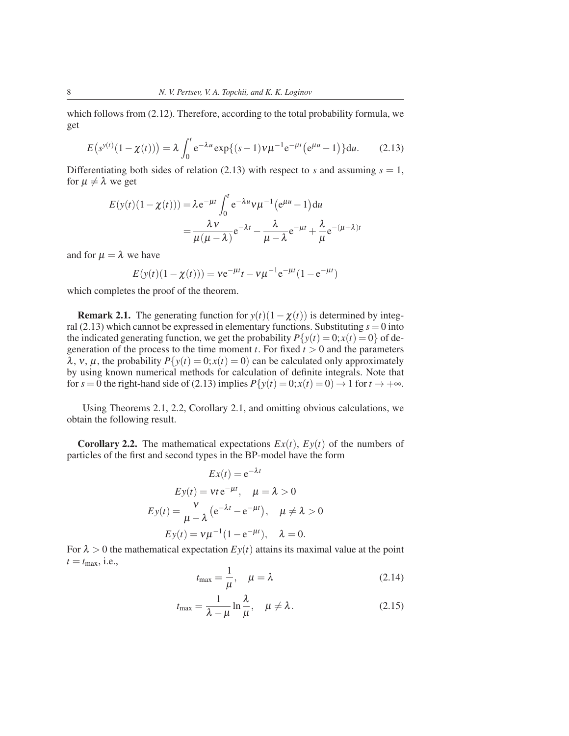which follows from (2.12). Therefore, according to the total probability formula, we get

$$E\big(s^{y(t)}(1-\chi(t))\big) = \lambda \int_0^t \mathrm{e}^{-\lambda u} \exp\{(s-1)\nu\mu^{-1}\mathrm{e}^{-\mu t}\big(\mathrm{e}^{\mu u}-1\big)\}\mathrm{d}u. \tag{2.13}$$

Differentiating both sides of relation (2.13) with respect to $s$ and assuming $s=1$, for $\mu \neq \lambda$ we get

$$\begin{aligned} E(y(t)(1-\chi(t))) &= \lambda \mathrm{e}^{-\mu t} \int_0^t \mathrm{e}^{-\lambda u} \nu\mu^{-1}\big(\mathrm{e}^{\mu u}-1\big)\mathrm{d}u \\ &= \frac{\lambda\nu}{\mu(\mu-\lambda)}\mathrm{e}^{-\lambda t} - \frac{\lambda}{\mu-\lambda}\mathrm{e}^{-\mu t} + \frac{\lambda}{\mu}\mathrm{e}^{-(\mu+\lambda)t} \end{aligned}$$

and for $\mu = \lambda$ we have

$$E(y(t)(1-\chi(t))) = \nu\mathrm{e}^{-\mu t}t - \nu\mu^{-1}\mathrm{e}^{-\mu t}(1-\mathrm{e}^{-\mu t})$$

which completes the proof of the theorem.

**Remark 2.1.** The generating function for $y(t)(1-\chi(t))$ is determined by integral (2.13) which cannot be expressed in elementary functions. Substituting $s=0$ into the indicated generating function, we get the probability $P\{y(t)=0; x(t)=0\}$ of degeneration of the process to the time moment $t$. For fixed $t>0$ and the parameters $\lambda$, $\nu$, $\mu$, the probability $P\{y(t)=0; x(t)=0)$ can be calculated only approximately by using known numerical methods for calculation of definite integrals. Note that for $s=0$ the right-hand side of (2.13) implies $P\{y(t)=0; x(t)=0) \to 1$ for $t \to +\infty$.

Using Theorems 2.1, 2.2, Corollary 2.1, and omitting obvious calculations, we obtain the following result.

**Corollary 2.2.** The mathematical expectations $Ex(t)$, $Ey(t)$ of the numbers of particles of the first and second types in the BP-model have the form

$$Ex(t) = \mathrm{e}^{-\lambda t}$$

$$Ey(t) = \nu t\,\mathrm{e}^{-\mu t}, \quad \mu = \lambda > 0$$

$$Ey(t) = \frac{\nu}{\mu-\lambda}\big(\mathrm{e}^{-\lambda t} - \mathrm{e}^{-\mu t}\big), \quad \mu \neq \lambda > 0$$

$$Ey(t) = \nu\mu^{-1}(1-\mathrm{e}^{-\mu t}), \quad \lambda = 0.$$

For $\lambda > 0$ the mathematical expectation $Ey(t)$ attains its maximal value at the point $t = t_{\max}$, i.e.,

$$t_{\max} = \frac{1}{\mu}, \quad \mu = \lambda \tag{2.14}$$

$$t_{\max} = \frac{1}{\lambda-\mu}\ln\frac{\lambda}{\mu}, \quad \mu \neq \lambda. \tag{2.15}$$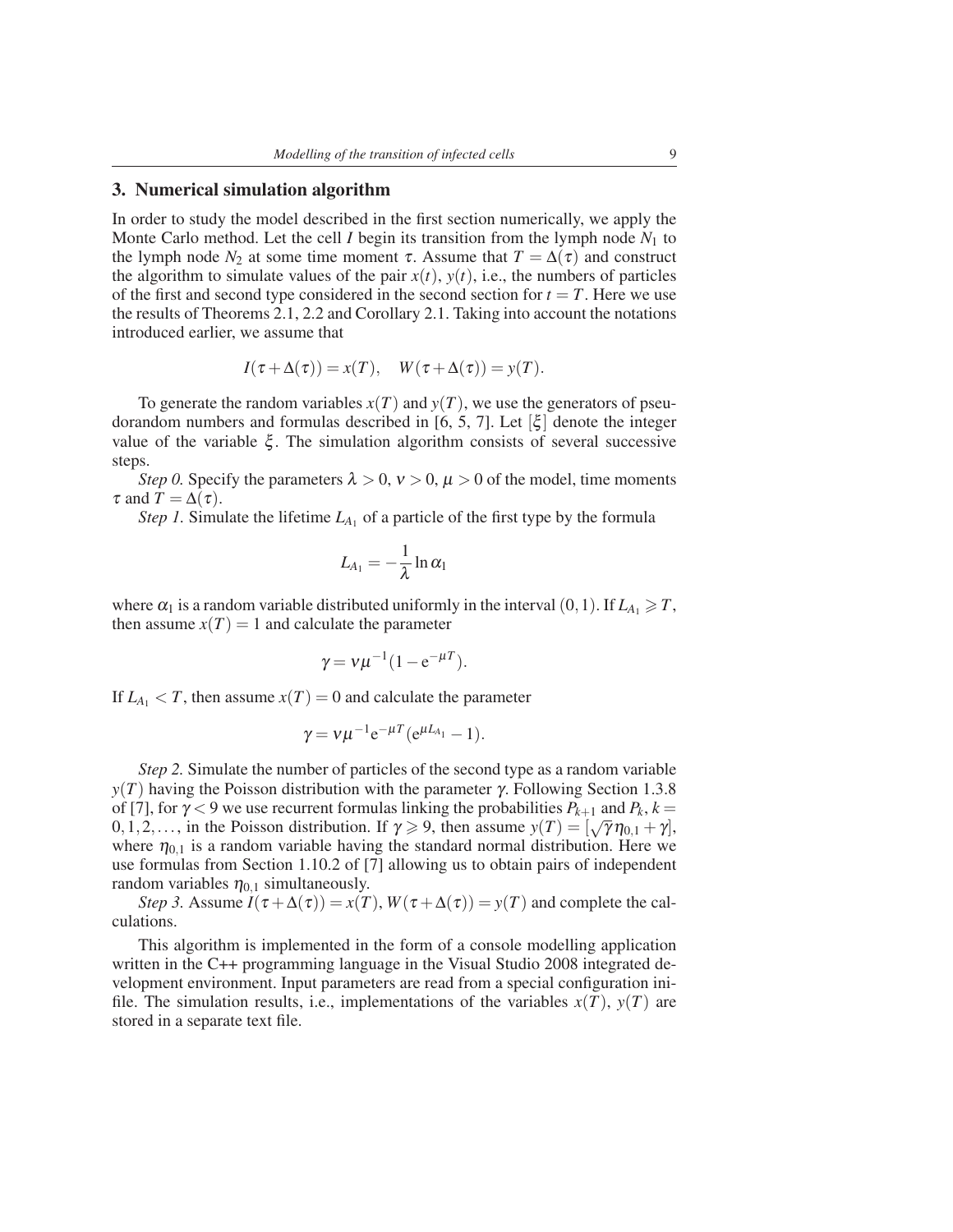## 3. Numerical simulation algorithm

In order to study the model described in the first section numerically, we apply the Monte Carlo method. Let the cell $I$ begin its transition from the lymph node $N_1$ to the lymph node $N_2$ at some time moment $\tau$. Assume that $T = \Delta(\tau)$ and construct the algorithm to simulate values of the pair $x(t)$, $y(t)$, i.e., the numbers of particles of the first and second type considered in the second section for $t = T$. Here we use the results of Theorems 2.1, 2.2 and Corollary 2.1. Taking into account the notations introduced earlier, we assume that

$$I(\tau + \Delta(\tau)) = x(T), \quad W(\tau + \Delta(\tau)) = y(T).$$

To generate the random variables $x(T)$ and $y(T)$, we use the generators of pseudorandom numbers and formulas described in [6, 5, 7]. Let $[\xi]$ denote the integer value of the variable $\xi$. The simulation algorithm consists of several successive steps.

*Step 0.* Specify the parameters $\lambda > 0$, $\nu > 0$, $\mu > 0$ of the model, time moments $\tau$ and $T = \Delta(\tau)$.

*Step 1.* Simulate the lifetime $L_{A_1}$ of a particle of the first type by the formula

$$L_{A_1} = -\frac{1}{\lambda} \ln \alpha_1$$

where $\alpha_1$ is a random variable distributed uniformly in the interval $(0,1)$. If $L_{A_1} \geqslant T$, then assume $x(T) = 1$ and calculate the parameter

$$\gamma = \nu \mu^{-1}(1 - \mathrm{e}^{-\mu T}).$$

If $L_{A_1} < T$, then assume $x(T) = 0$ and calculate the parameter

$$\gamma = \nu \mu^{-1} \mathrm{e}^{-\mu T}(\mathrm{e}^{\mu L_{A_1}} - 1).$$

*Step 2.* Simulate the number of particles of the second type as a random variable $y(T)$ having the Poisson distribution with the parameter $\gamma$. Following Section 1.3.8 of [7], for $\gamma < 9$ we use recurrent formulas linking the probabilities $P_{k+1}$ and $P_k$, $k = 0,1,2,\ldots$, in the Poisson distribution. If $\gamma \geqslant 9$, then assume $y(T) = [\sqrt{\gamma}\eta_{0,1} + \gamma]$, where $\eta_{0,1}$ is a random variable having the standard normal distribution. Here we use formulas from Section 1.10.2 of [7] allowing us to obtain pairs of independent random variables $\eta_{0,1}$ simultaneously.

*Step 3.* Assume $I(\tau + \Delta(\tau)) = x(T)$, $W(\tau + \Delta(\tau)) = y(T)$ and complete the calculations.

This algorithm is implemented in the form of a console modelling application written in the C++ programming language in the Visual Studio 2008 integrated development environment. Input parameters are read from a special configuration ini-file. The simulation results, i.e., implementations of the variables $x(T)$, $y(T)$ are stored in a separate text file.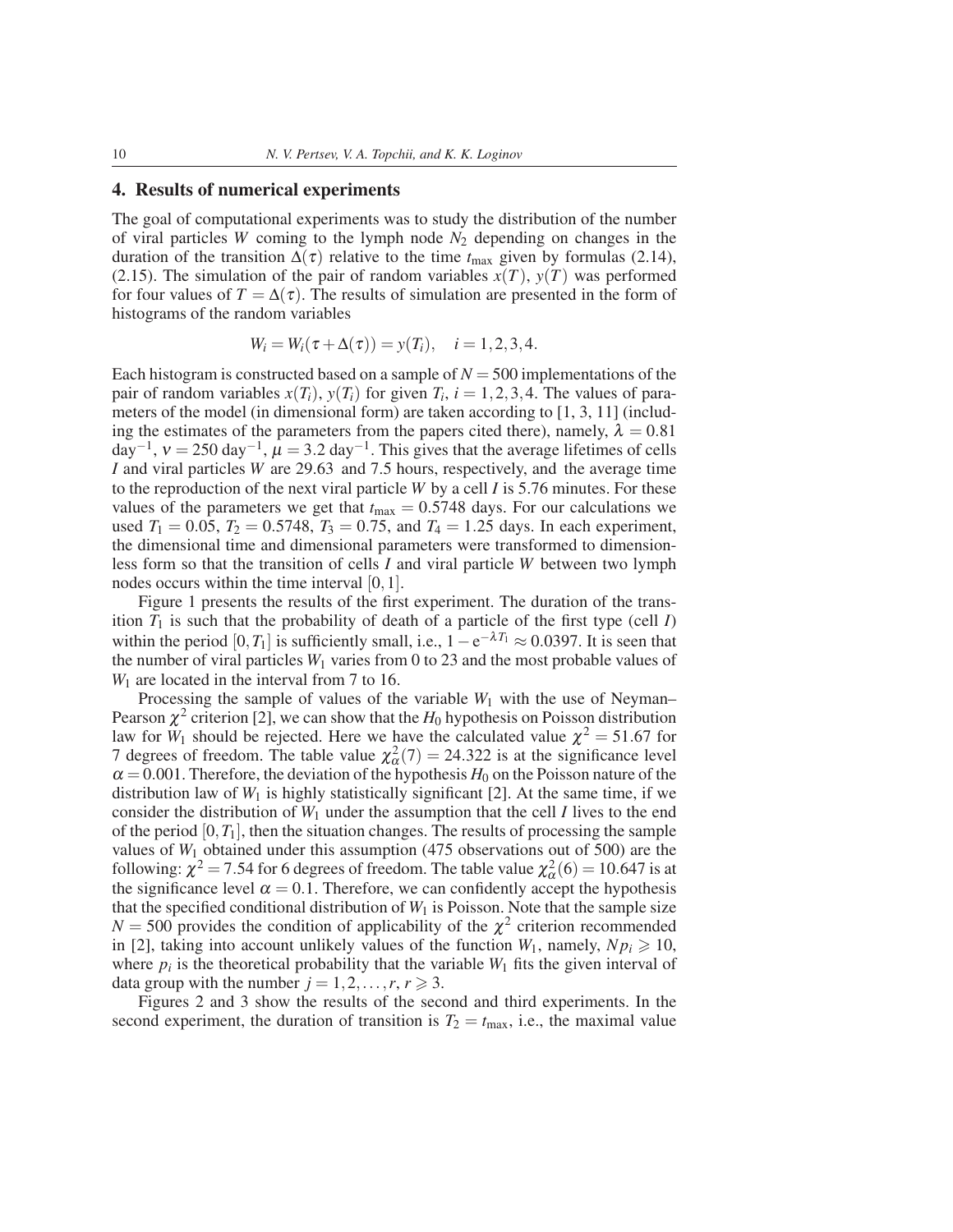## 4. Results of numerical experiments

The goal of computational experiments was to study the distribution of the number of viral particles $W$ coming to the lymph node $N_2$ depending on changes in the duration of the transition $\Delta(\tau)$ relative to the time $t_{\max}$ given by formulas (2.14), (2.15). The simulation of the pair of random variables $x(T)$, $y(T)$ was performed for four values of $T = \Delta(\tau)$. The results of simulation are presented in the form of histograms of the random variables

$$W_i = W_i(\tau + \Delta(\tau)) = y(T_i), \quad i = 1,2,3,4.$$

Each histogram is constructed based on a sample of $N = 500$ implementations of the pair of random variables $x(T_i)$, $y(T_i)$ for given $T_i$, $i = 1,2,3,4$. The values of parameters of the model (in dimensional form) are taken according to [1, 3, 11] (including the estimates of the parameters from the papers cited there), namely, $\lambda = 0.81$ day$^{-1}$, $\nu = 250$ day$^{-1}$, $\mu = 3.2$ day$^{-1}$. This gives that the average lifetimes of cells $I$ and viral particles $W$ are 29.63 and 7.5 hours, respectively, and the average time to the reproduction of the next viral particle $W$ by a cell $I$ is 5.76 minutes. For these values of the parameters we get that $t_{\max} = 0.5748$ days. For our calculations we used $T_1 = 0.05$, $T_2 = 0.5748$, $T_3 = 0.75$, and $T_4 = 1.25$ days. In each experiment, the dimensional time and dimensional parameters were transformed to dimensionless form so that the transition of cells $I$ and viral particle $W$ between two lymph nodes occurs within the time interval $[0,1]$.

Figure 1 presents the results of the first experiment. The duration of the transition $T_1$ is such that the probability of death of a particle of the first type (cell $I$) within the period $[0,T_1]$ is sufficiently small, i.e., $1 - \mathrm{e}^{-\lambda T_1} \approx 0.0397$. It is seen that the number of viral particles $W_1$ varies from 0 to 23 and the most probable values of $W_1$ are located in the interval from 7 to 16.

Processing the sample of values of the variable $W_1$ with the use of Neyman–Pearson $\chi^2$ criterion [2], we can show that the $H_0$ hypothesis on Poisson distribution law for $W_1$ should be rejected. Here we have the calculated value $\chi^2 = 51.67$ for 7 degrees of freedom. The table value $\chi^2_\alpha(7) = 24.322$ is at the significance level $\alpha = 0.001$. Therefore, the deviation of the hypothesis $H_0$ on the Poisson nature of the distribution law of $W_1$ is highly statistically significant [2]. At the same time, if we consider the distribution of $W_1$ under the assumption that the cell $I$ lives to the end of the period $[0,T_1]$, then the situation changes. The results of processing the sample values of $W_1$ obtained under this assumption (475 observations out of 500) are the following: $\chi^2 = 7.54$ for 6 degrees of freedom. The table value $\chi^2_\alpha(6) = 10.647$ is at the significance level $\alpha = 0.1$. Therefore, we can confidently accept the hypothesis that the specified conditional distribution of $W_1$ is Poisson. Note that the sample size $N = 500$ provides the condition of applicability of the $\chi^2$ criterion recommended in [2], taking into account unlikely values of the function $W_1$, namely, $Np_i \geqslant 10$, where $p_i$ is the theoretical probability that the variable $W_1$ fits the given interval of data group with the number $j = 1,2,\ldots,r$, $r \geqslant 3$.

Figures 2 and 3 show the results of the second and third experiments. In the second experiment, the duration of transition is $T_2 = t_{\max}$, i.e., the maximal value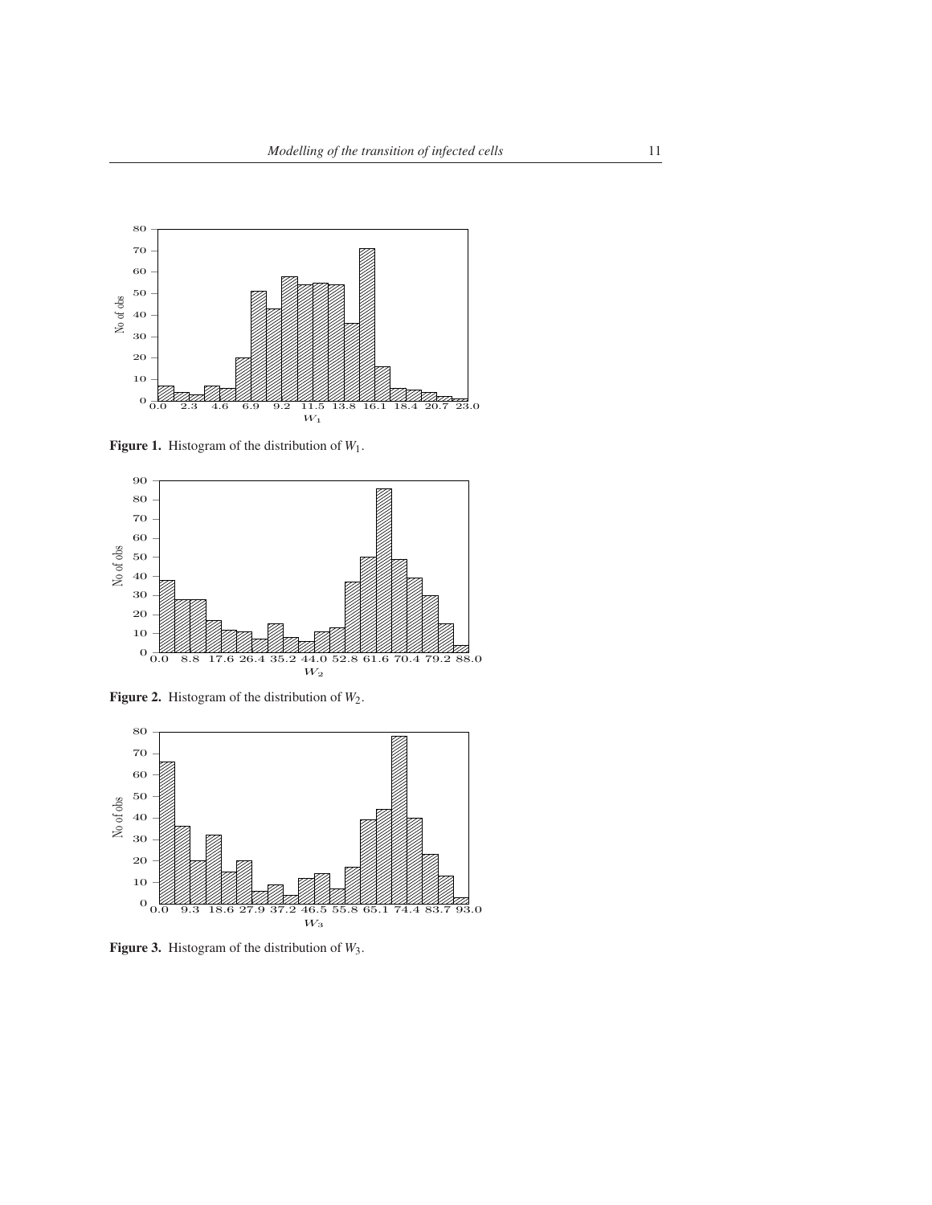80
70
60
50
40
30
20
10
0
No of obs
0.0 2.3 4.6 6.9 9.2 11.5 13.8 16.1 18.4 20.7 23.0
$W_1$

**Figure 1.** Histogram of the distribution of $W_1$.

90
80
70
60
50
40
30
20
10
0
No of obs
0.0 8.8 17.6 26.4 35.2 44.0 52.8 61.6 70.4 79.2 88.0
$W_2$

**Figure 2.** Histogram of the distribution of $W_2$.

80
70
60
50
40
30
20
10
0
No of obs
0.0 9.3 18.6 27.9 37.2 46.5 55.8 65.1 74.4 83.7 93.0
$W_3$

**Figure 3.** Histogram of the distribution of $W_3$.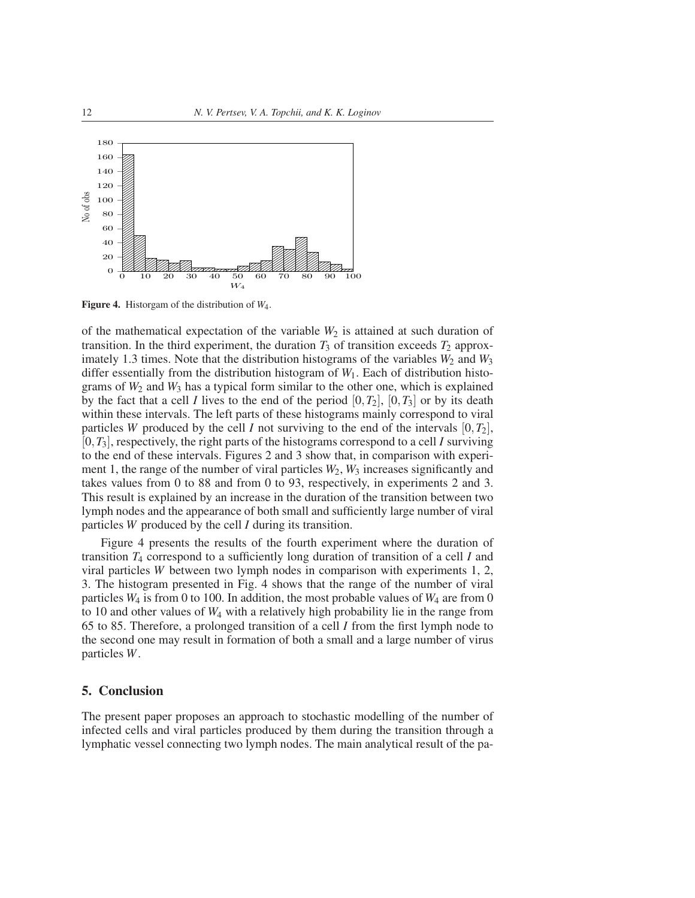180
160
140
120
100
80
60
40
20
0

No of obs

0 10 20 30 40 50 60 70 80 90 100

$W_4$

**Figure 4.** Historgam of the distribution of $W_4$.

of the mathematical expectation of the variable $W_2$ is attained at such duration of transition. In the third experiment, the duration $T_3$ of transition exceeds $T_2$ approximately 1.3 times. Note that the distribution histograms of the variables $W_2$ and $W_3$ differ essentially from the distribution histogram of $W_1$. Each of distribution histograms of $W_2$ and $W_3$ has a typical form similar to the other one, which is explained by the fact that a cell $I$ lives to the end of the period $[0, T_2]$, $[0, T_3]$ or by its death within these intervals. The left parts of these histograms mainly correspond to viral particles $W$ produced by the cell $I$ not surviving to the end of the intervals $[0, T_2]$, $[0, T_3]$, respectively, the right parts of the histograms correspond to a cell $I$ surviving to the end of these intervals. Figures 2 and 3 show that, in comparison with experiment 1, the range of the number of viral particles $W_2$, $W_3$ increases significantly and takes values from 0 to 88 and from 0 to 93, respectively, in experiments 2 and 3. This result is explained by an increase in the duration of the transition between two lymph nodes and the appearance of both small and sufficiently large number of viral particles $W$ produced by the cell $I$ during its transition.

Figure 4 presents the results of the fourth experiment where the duration of transition $T_4$ correspond to a sufficiently long duration of transition of a cell $I$ and viral particles $W$ between two lymph nodes in comparison with experiments 1, 2, 3. The histogram presented in Fig. 4 shows that the range of the number of viral particles $W_4$ is from 0 to 100. In addition, the most probable values of $W_4$ are from 0 to 10 and other values of $W_4$ with a relatively high probability lie in the range from 65 to 85. Therefore, a prolonged transition of a cell $I$ from the first lymph node to the second one may result in formation of both a small and a large number of virus particles $W$.

## 5. Conclusion

The present paper proposes an approach to stochastic modelling of the number of infected cells and viral particles produced by them during the transition through a lymphatic vessel connecting two lymph nodes. The main analytical result of the pa-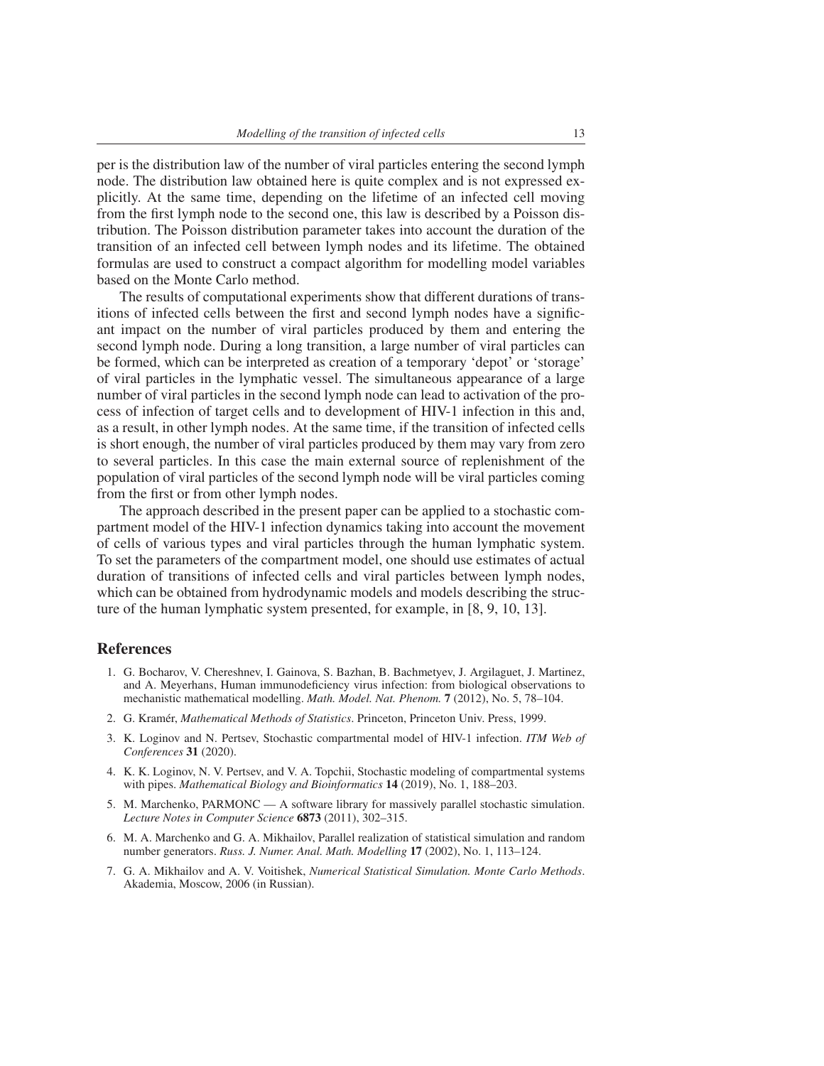per is the distribution law of the number of viral particles entering the second lymph node. The distribution law obtained here is quite complex and is not expressed explicitly. At the same time, depending on the lifetime of an infected cell moving from the first lymph node to the second one, this law is described by a Poisson distribution. The Poisson distribution parameter takes into account the duration of the transition of an infected cell between lymph nodes and its lifetime. The obtained formulas are used to construct a compact algorithm for modelling model variables based on the Monte Carlo method.

The results of computational experiments show that different durations of transitions of infected cells between the first and second lymph nodes have a significant impact on the number of viral particles produced by them and entering the second lymph node. During a long transition, a large number of viral particles can be formed, which can be interpreted as creation of a temporary 'depot' or 'storage' of viral particles in the lymphatic vessel. The simultaneous appearance of a large number of viral particles in the second lymph node can lead to activation of the process of infection of target cells and to development of HIV-1 infection in this and, as a result, in other lymph nodes. At the same time, if the transition of infected cells is short enough, the number of viral particles produced by them may vary from zero to several particles. In this case the main external source of replenishment of the population of viral particles of the second lymph node will be viral particles coming from the first or from other lymph nodes.

The approach described in the present paper can be applied to a stochastic compartment model of the HIV-1 infection dynamics taking into account the movement of cells of various types and viral particles through the human lymphatic system. To set the parameters of the compartment model, one should use estimates of actual duration of transitions of infected cells and viral particles between lymph nodes, which can be obtained from hydrodynamic models and models describing the structure of the human lymphatic system presented, for example, in [8, 9, 10, 13].

## References

1. G. Bocharov, V. Chereshnev, I. Gainova, S. Bazhan, B. Bachmetyev, J. Argilaguet, J. Martinez, and A. Meyerhans, Human immunodeficiency virus infection: from biological observations to mechanistic mathematical modelling. *Math. Model. Nat. Phenom.* **7** (2012), No. 5, 78–104.
2. G. Kramér, *Mathematical Methods of Statistics*. Princeton, Princeton Univ. Press, 1999.
3. K. Loginov and N. Pertsev, Stochastic compartmental model of HIV-1 infection. *ITM Web of Conferences* **31** (2020).
4. K. K. Loginov, N. V. Pertsev, and V. A. Topchii, Stochastic modeling of compartmental systems with pipes. *Mathematical Biology and Bioinformatics* **14** (2019), No. 1, 188–203.
5. M. Marchenko, PARMONC — A software library for massively parallel stochastic simulation. *Lecture Notes in Computer Science* **6873** (2011), 302–315.
6. M. A. Marchenko and G. A. Mikhailov, Parallel realization of statistical simulation and random number generators. *Russ. J. Numer. Anal. Math. Modelling* **17** (2002), No. 1, 113–124.
7. G. A. Mikhailov and A. V. Voitishek, *Numerical Statistical Simulation. Monte Carlo Methods*. Akademia, Moscow, 2006 (in Russian).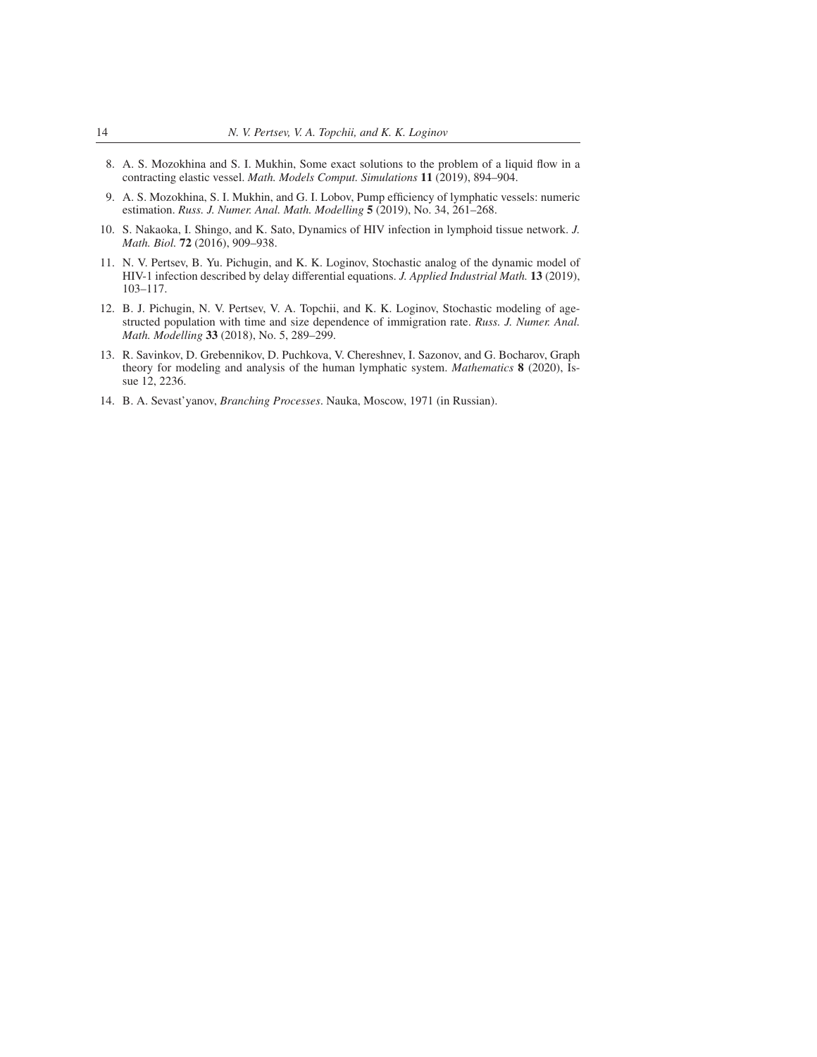8. A. S. Mozokhina and S. I. Mukhin, Some exact solutions to the problem of a liquid flow in a contracting elastic vessel. *Math. Models Comput. Simulations* **11** (2019), 894–904.

9. A. S. Mozokhina, S. I. Mukhin, and G. I. Lobov, Pump efficiency of lymphatic vessels: numeric estimation. *Russ. J. Numer. Anal. Math. Modelling* **5** (2019), No. 34, 261–268.

10. S. Nakaoka, I. Shingo, and K. Sato, Dynamics of HIV infection in lymphoid tissue network. *J. Math. Biol.* **72** (2016), 909–938.

11. N. V. Pertsev, B. Yu. Pichugin, and K. K. Loginov, Stochastic analog of the dynamic model of HIV-1 infection described by delay differential equations. *J. Applied Industrial Math.* **13** (2019), 103–117.

12. B. J. Pichugin, N. V. Pertsev, V. A. Topchii, and K. K. Loginov, Stochastic modeling of age-structed population with time and size dependence of immigration rate. *Russ. J. Numer. Anal. Math. Modelling* **33** (2018), No. 5, 289–299.

13. R. Savinkov, D. Grebennikov, D. Puchkova, V. Chereshnev, I. Sazonov, and G. Bocharov, Graph theory for modeling and analysis of the human lymphatic system. *Mathematics* **8** (2020), Issue 12, 2236.

14. B. A. Sevast'yanov, *Branching Processes*. Nauka, Moscow, 1971 (in Russian).